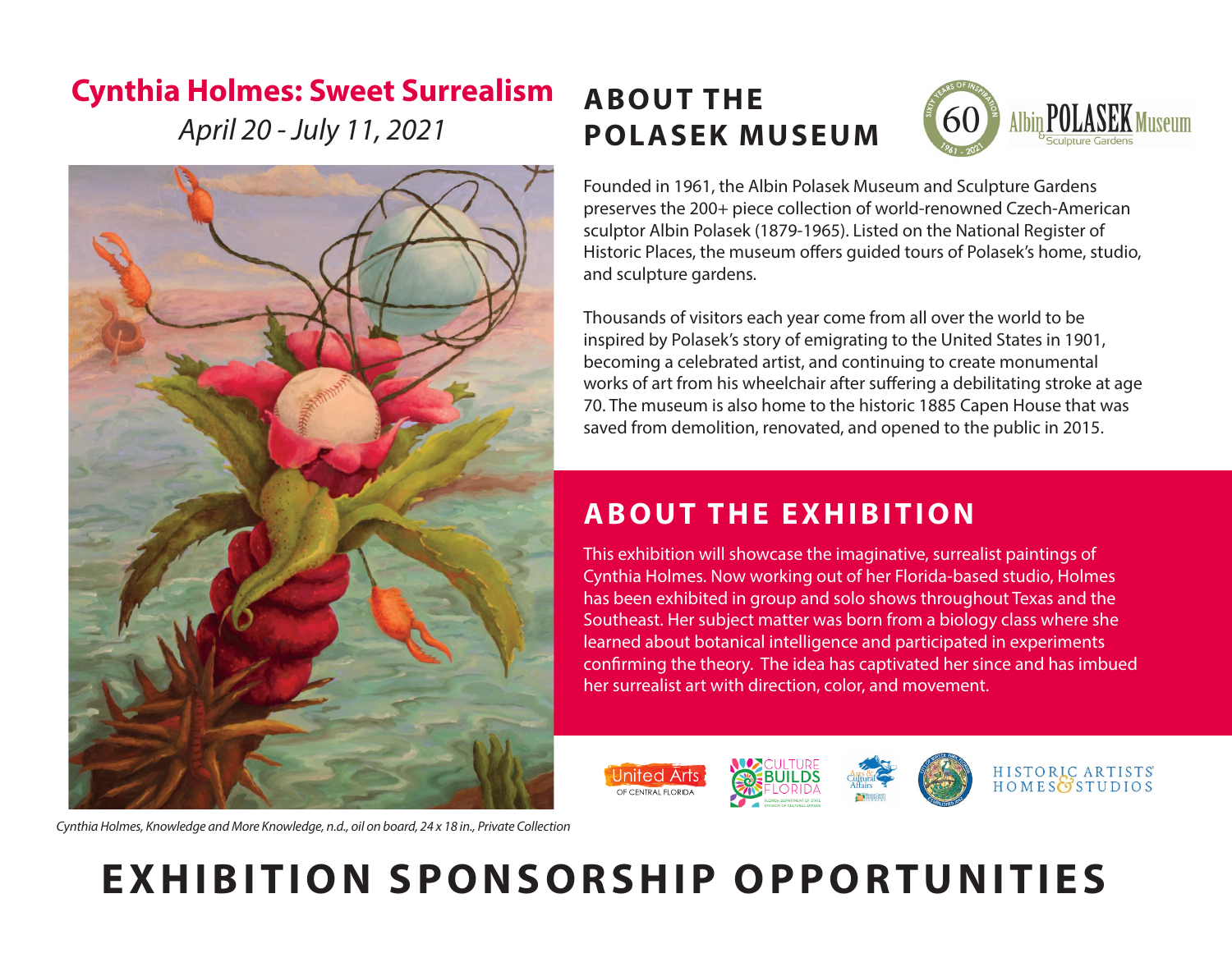# Cynthia Holmes: Sweet Surrealism

*April 20 - July 11, 2021*

*Cynthia Holmes, Knowledge and More Knowledge, n.d., oil on board, 24 x 18 in., Private Collection*

## ABOUT THE POLASEK MUSEUM

Founded in 1961, the Albin Polasek Museum and Sculpture Gardens preserves the 200+ piece collection of world-renowned Czech-American sculptor Albin Polasek (1879-1965). Listed on the National Register of Historic Places, the museum offers guided tours of Polasek's home, studio, and sculpture gardens.

Thousands of visitors each year come from all over the world to be inspired by Polasek's story of emigrating to the United States in 1901, becoming a celebrated artist, and continuing to create monumental works of art from his wheelchair after suffering a debilitating stroke at age 70. The museum is also home to the historic 1885 Capen House that was saved from demolition, renovated, and opened to the public in 2015.

## ABOUT THE EXHIBITION

This exhibition will showcase the imaginative, surrealist paintings of Cynthia Holmes. Now working out of her Florida-based studio, Holmes has been exhibited in group and solo shows throughout Texas and the Southeast. Her subject matter was born from a biology class where she learned about botanical intelligence and participated in experiments confirming the theory. The idea has captivated her since and has imbued her surrealist art with direction, color, and movement.

# EXHIBITION SPONSORSHIP OPPORTUNITIES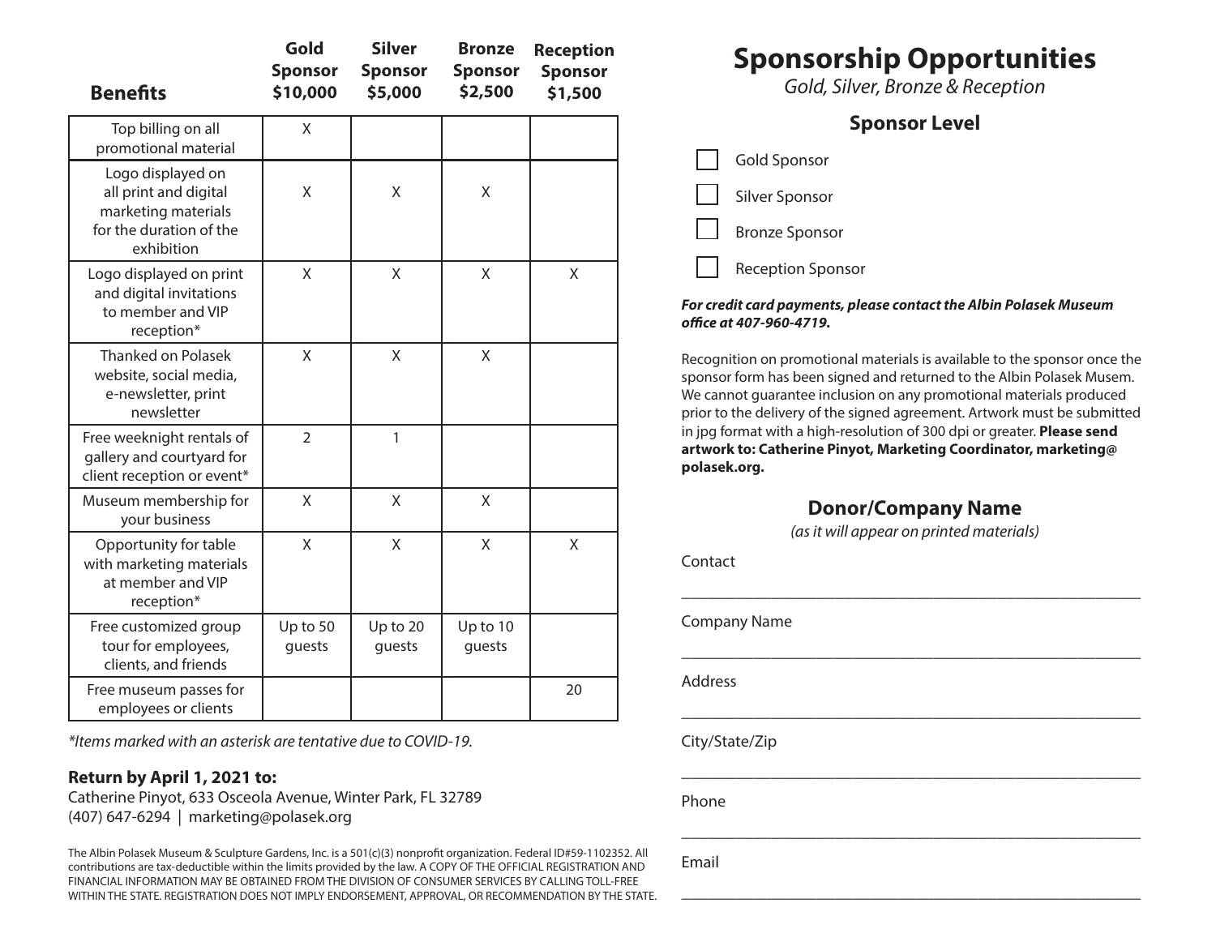| Benefits | Gold Sponsor $10,000 | Silver Sponsor $5,000 | Bronze Sponsor $2,500 | Reception Sponsor $1,500 |
|---|---|---|---|---|
| Top billing on all promotional material | X | | | |
| Logo displayed on all print and digital marketing materials for the duration of the exhibition | X | X | X | |
| Logo displayed on print and digital invitations to member and VIP reception* | X | X | X | X |
| Thanked on Polasek website, social media, e-newsletter, print newsletter | X | X | X | |
| Free weeknight rentals of gallery and courtyard for client reception or event* | 2 | 1 | | |
| Museum membership for your business | X | X | X | |
| Opportunity for table with marketing materials at member and VIP reception* | X | X | X | X |
| Free customized group tour for employees, clients, and friends | Up to 50 guests | Up to 20 guests | Up to 10 guests | |
| Free museum passes for employees or clients | | | | 20 |

*\*Items marked with an asterisk are tentative due to COVID-19.*

**Return by April 1, 2021 to:**
Catherine Pinyot, 633 Osceola Avenue, Winter Park, FL 32789
(407) 647-6294 | marketing@polasek.org

The Albin Polasek Museum & Sculpture Gardens, Inc. is a 501(c)(3) nonprofit organization. Federal ID#59-1102352. All contributions are tax-deductible within the limits provided by the law. A COPY OF THE OFFICIAL REGISTRATION AND FINANCIAL INFORMATION MAY BE OBTAINED FROM THE DIVISION OF CONSUMER SERVICES BY CALLING TOLL-FREE WITHIN THE STATE. REGISTRATION DOES NOT IMPLY ENDORSEMENT, APPROVAL, OR RECOMMENDATION BY THE STATE.

# Sponsorship Opportunities

*Gold, Silver, Bronze & Reception*

## Sponsor Level

- ☐ Gold Sponsor
- ☐ Silver Sponsor
- ☐ Bronze Sponsor
- ☐ Reception Sponsor

***For credit card payments, please contact the Albin Polasek Museum office at 407-960-4719.***

Recognition on promotional materials is available to the sponsor once the sponsor form has been signed and returned to the Albin Polasek Musem. We cannot guarantee inclusion on any promotional materials produced prior to the delivery of the signed agreement. Artwork must be submitted in jpg format with a high-resolution of 300 dpi or greater. **Please send artwork to: Catherine Pinyot, Marketing Coordinator, marketing@polasek.org.**

## Donor/Company Name

*(as it will appear on printed materials)*

Contact

_______________________________________________

Company Name

_______________________________________________

Address

_______________________________________________

City/State/Zip

_______________________________________________

Phone

_______________________________________________

Email

_______________________________________________